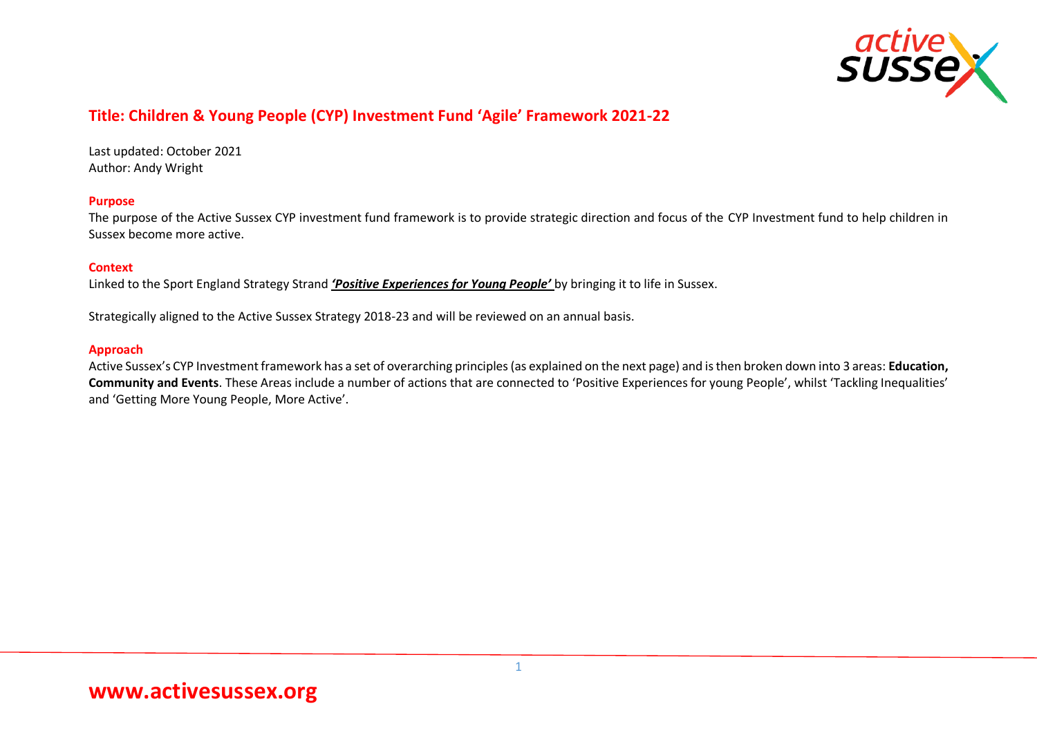# Title: Children & Young People (CYP) Investment Fund 'Agile' Framework 2021-22

Last updated: October 2021
Author: Andy Wright

## Purpose

The purpose of the Active Sussex CYP investment fund framework is to provide strategic direction and focus of the CYP Investment fund to help children in Sussex become more active.

## Context

Linked to the Sport England Strategy Strand ***'Positive Experiences for Young People'*** by bringing it to life in Sussex.

Strategically aligned to the Active Sussex Strategy 2018-23 and will be reviewed on an annual basis.

## Approach

Active Sussex's CYP Investment framework has a set of overarching principles (as explained on the next page) and is then broken down into 3 areas: **Education, Community and Events**. These Areas include a number of actions that are connected to 'Positive Experiences for young People', whilst 'Tackling Inequalities' and 'Getting More Young People, More Active'.

**www.activesussex.org**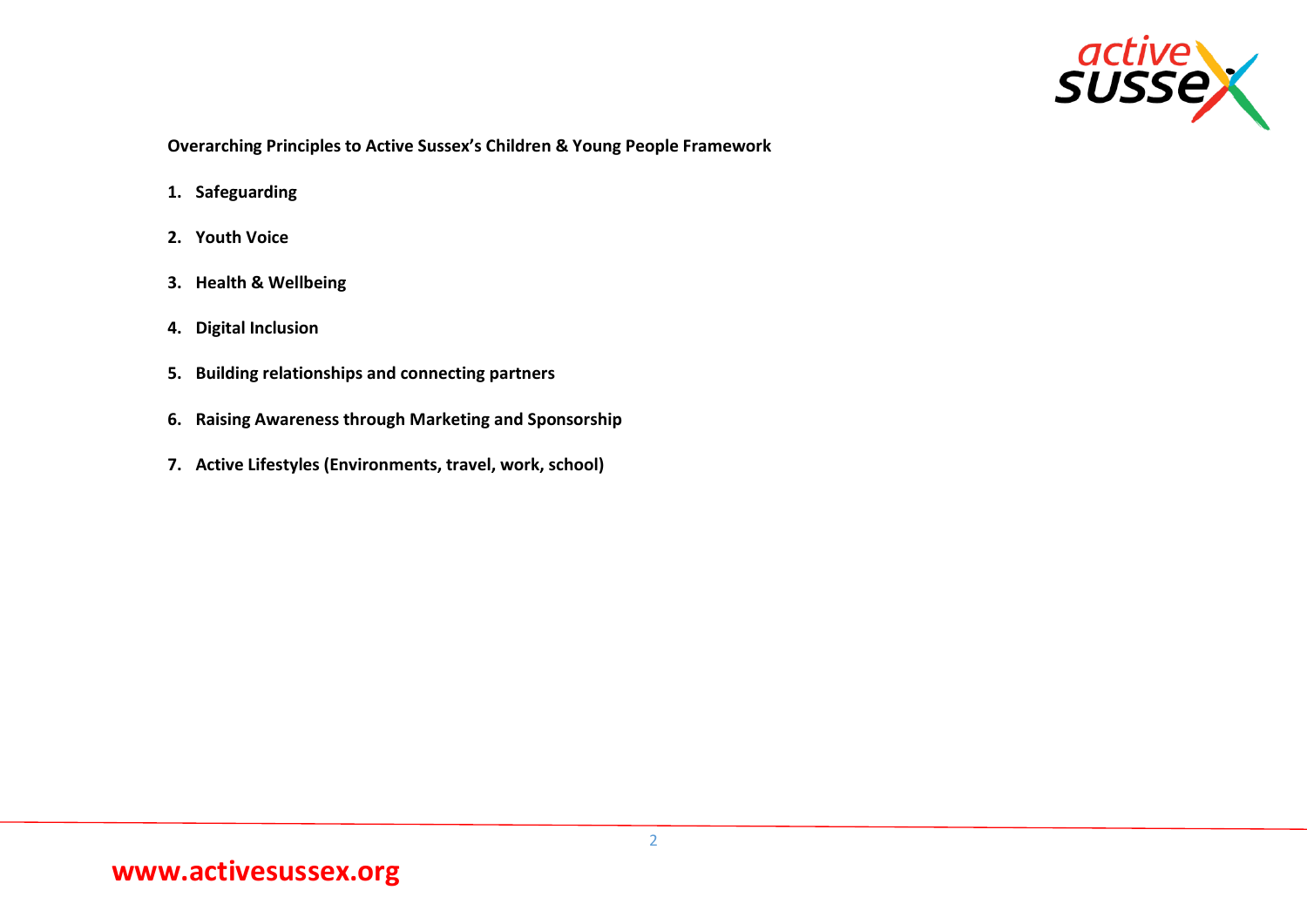**Overarching Principles to Active Sussex's Children & Young People Framework**

1. **Safeguarding**
2. **Youth Voice**
3. **Health & Wellbeing**
4. **Digital Inclusion**
5. **Building relationships and connecting partners**
6. **Raising Awareness through Marketing and Sponsorship**
7. **Active Lifestyles (Environments, travel, work, school)**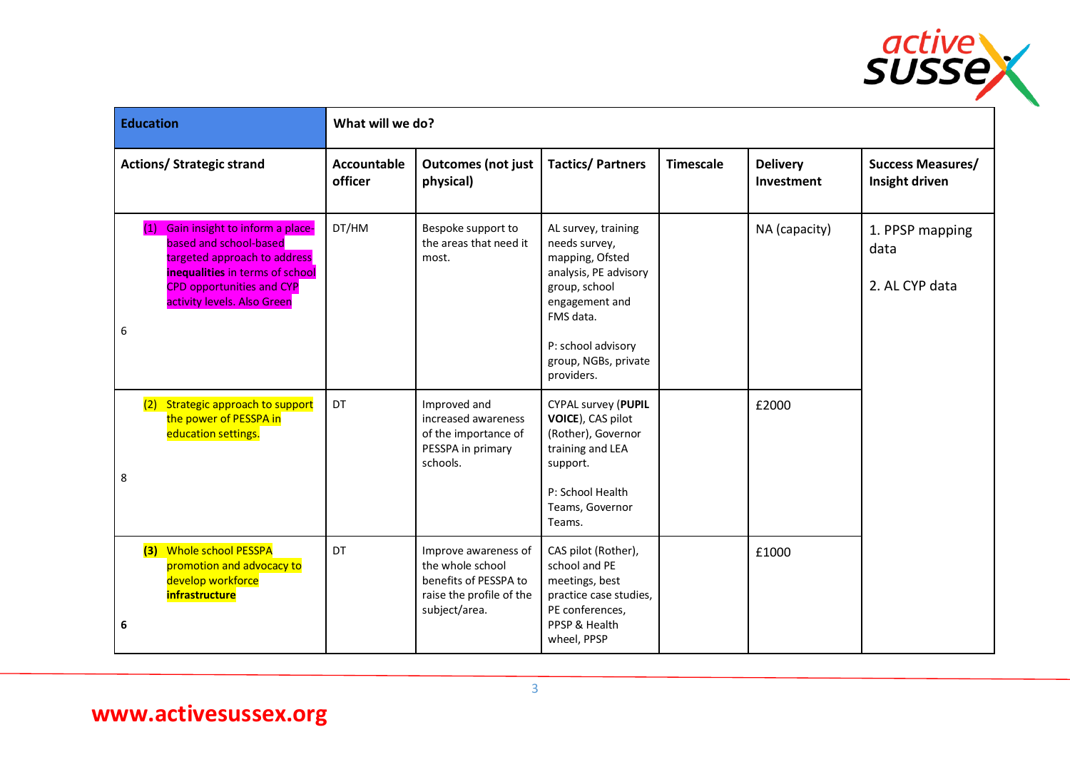| Education | What will we do? | | | | | |
|---|---|---|---|---|---|---|
| Actions/ Strategic strand | Accountable officer | Outcomes (not just physical) | Tactics/ Partners | Timescale | Delivery Investment | Success Measures/ Insight driven |
| (1) Gain insight to inform a place-based and school-based targeted approach to address **inequalities** in terms of school CPD opportunities and CYP activity levels. Also Green<br><br>6 | DT/HM | Bespoke support to the areas that need it most. | AL survey, training needs survey, mapping, Ofsted analysis, PE advisory group, school engagement and FMS data.<br><br>P: school advisory group, NGBs, private providers. | | NA (capacity) | 1. PPSP mapping data<br><br>2. AL CYP data |
| (2) Strategic approach to support the power of PESSPA in education settings.<br><br>8 | DT | Improved and increased awareness of the importance of PESSPA in primary schools. | CYPAL survey (**PUPIL VOICE**), CAS pilot (Rother), Governor training and LEA support.<br><br>P: School Health Teams, Governor Teams. | | £2000 | |
| **(3)** Whole school PESSPA promotion and advocacy to develop workforce **infrastructure**<br><br>**6** | DT | Improve awareness of the whole school benefits of PESSPA to raise the profile of the subject/area. | CAS pilot (Rother), school and PE meetings, best practice case studies, PE conferences, PPSP & Health wheel, PPSP | | £1000 | |

**www.activesussex.org**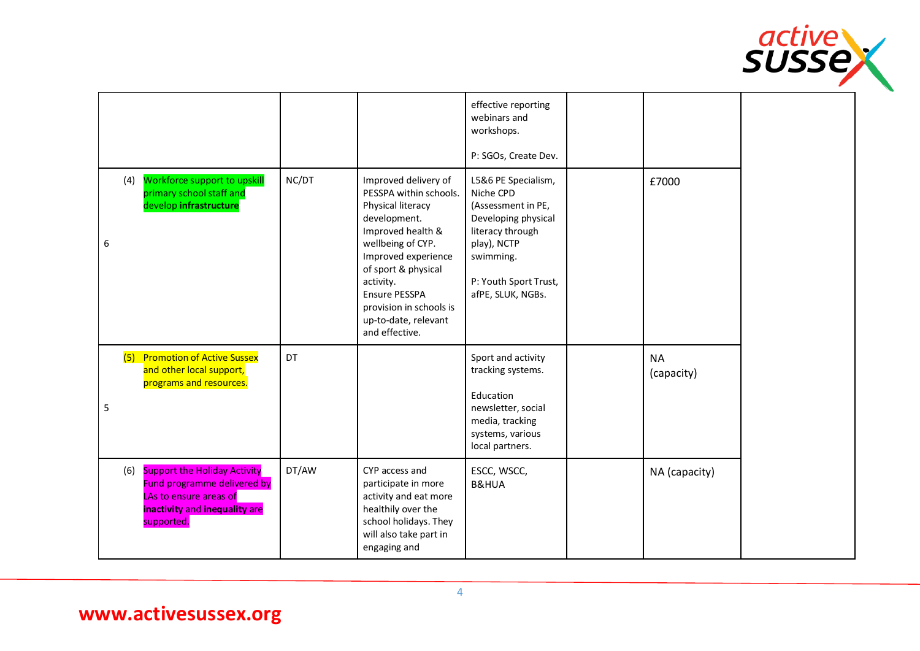| | | | | | | |
|---|---|---|---|---|---|---|
| | | | effective reporting webinars and workshops.<br><br>P: SGOs, Create Dev. | | | |
| 6 (4) Workforce support to upskill primary school staff and develop **infrastructure** | NC/DT | Improved delivery of PESSPA within schools. Physical literacy development. Improved health & wellbeing of CYP. Improved experience of sport & physical activity. Ensure PESSPA provision in schools is up-to-date, relevant and effective. | L5&6 PE Specialism, Niche CPD (Assessment in PE, Developing physical literacy through play), NCTP swimming.<br><br>P: Youth Sport Trust, afPE, SLUK, NGBs. | | £7000 | |
| 5 (5) Promotion of Active Sussex and other local support, programs and resources. | DT | | Sport and activity tracking systems.<br><br>Education newsletter, social media, tracking systems, various local partners. | | NA (capacity) | |
| (6) Support the Holiday Activity Fund programme delivered by LAs to ensure areas of **inactivity** and **inequality** are supported. | DT/AW | CYP access and participate in more activity and eat more healthily over the school holidays. They will also take part in engaging and | ESCC, WSCC, B&HUA | | NA (capacity) | |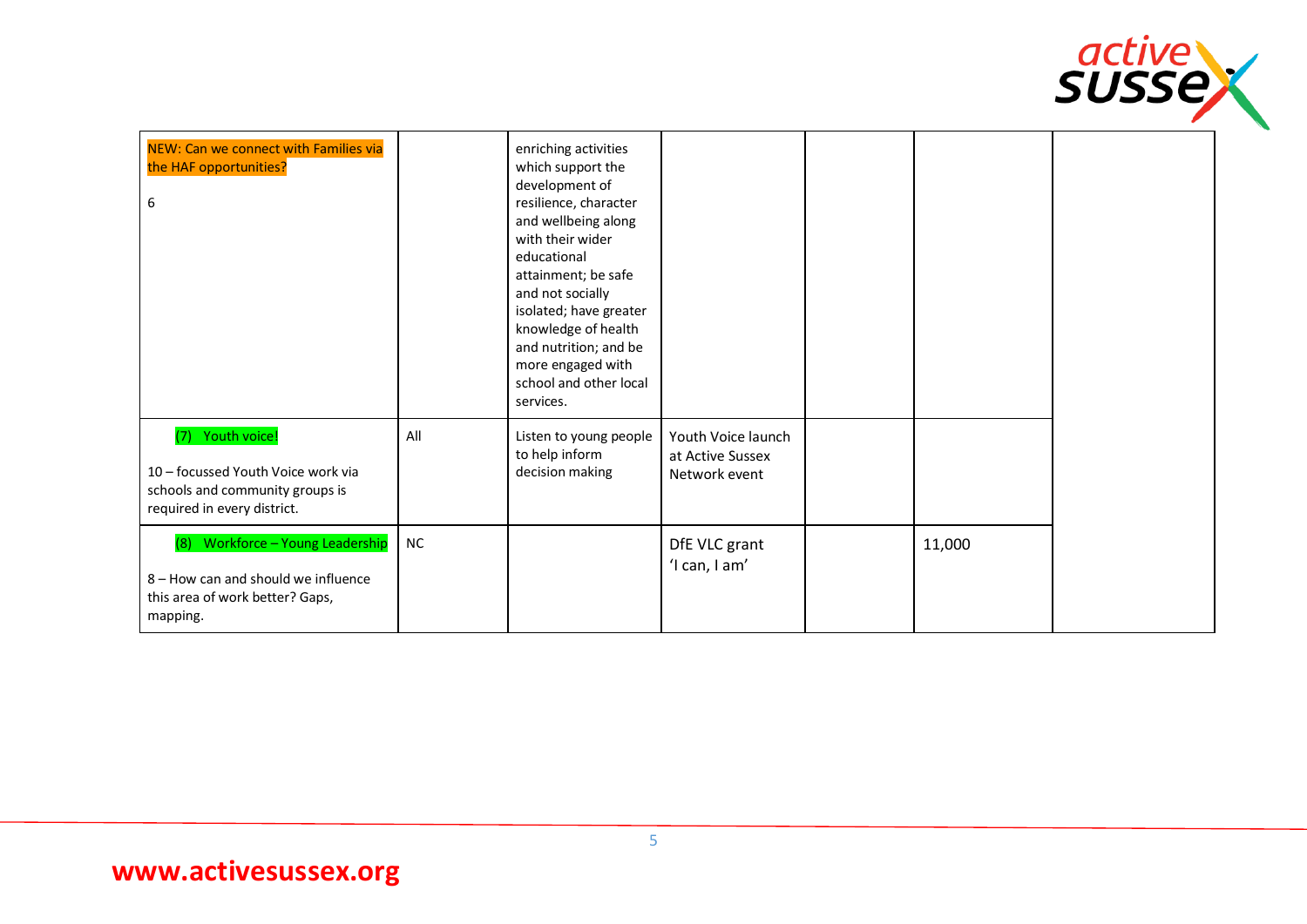| | | | | | | |
|---|---|---|---|---|---|---|
| NEW: Can we connect with Families via the HAF opportunities?<br><br>6 | | enriching activities which support the development of resilience, character and wellbeing along with their wider educational attainment; be safe and not socially isolated; have greater knowledge of health and nutrition; and be more engaged with school and other local services. | | | | |
| (7) Youth voice!<br><br>10 – focussed Youth Voice work via schools and community groups is required in every district. | All | Listen to young people to help inform decision making | Youth Voice launch at Active Sussex Network event | | | |
| (8) Workforce – Young Leadership<br><br>8 – How can and should we influence this area of work better? Gaps, mapping. | NC | | DfE VLC grant 'I can, I am' | | 11,000 | |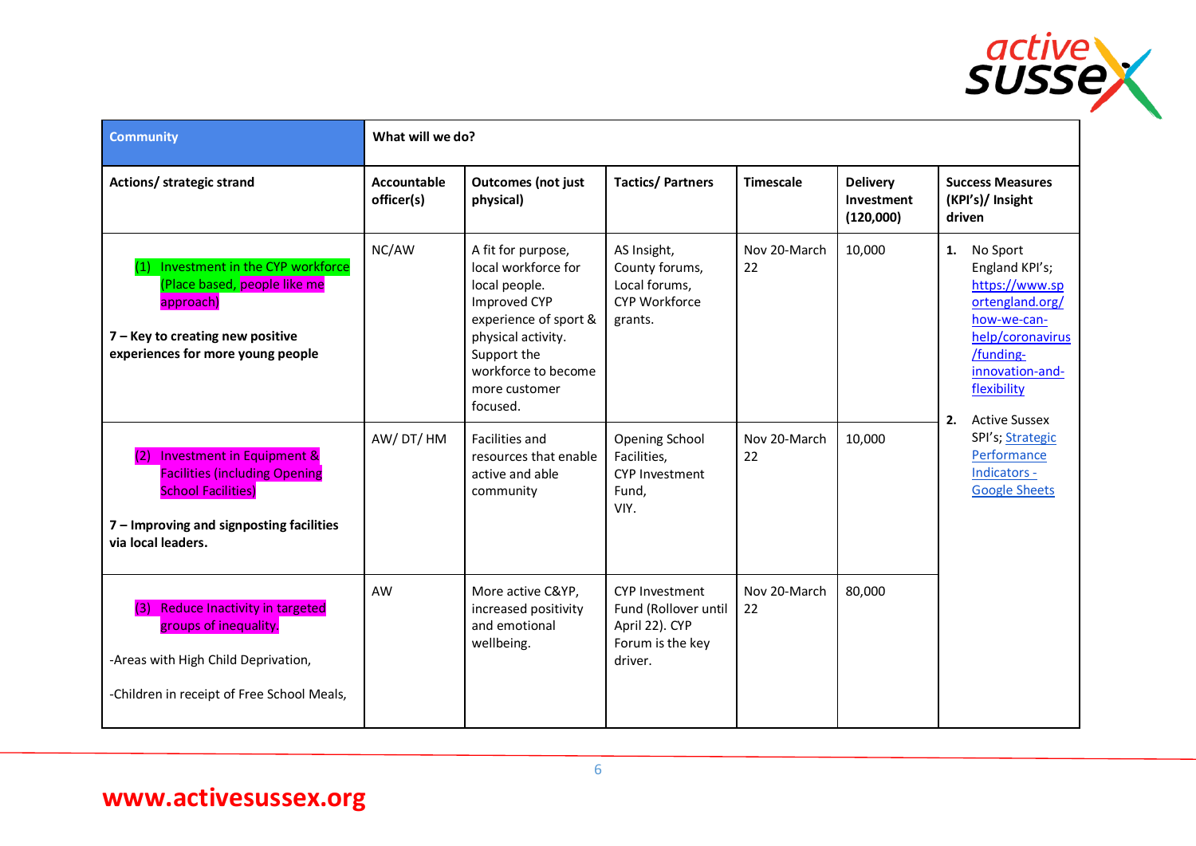| Community | What will we do? | | | | | |
|---|---|---|---|---|---|---|
| **Actions/ strategic strand** | **Accountable officer(s)** | **Outcomes (not just physical)** | **Tactics/ Partners** | **Timescale** | **Delivery Investment (120,000)** | **Success Measures (KPI's)/ Insight driven** |
| (1) Investment in the CYP workforce (Place based, people like me approach)<br><br>**7 – Key to creating new positive experiences for more young people** | NC/AW | A fit for purpose, local workforce for local people. Improved CYP experience of sport & physical activity. Support the workforce to become more customer focused. | AS Insight, County forums, Local forums, CYP Workforce grants. | Nov 20-March 22 | 10,000 | 1. No Sport England KPI's; https://www.sportengland.org/how-we-can-help/coronavirus/funding-innovation-and-flexibility<br><br>2. Active Sussex SPI's; Strategic Performance Indicators - Google Sheets |
| (2) Investment in Equipment & Facilities (including Opening School Facilities)<br><br>**7 – Improving and signposting facilities via local leaders.** | AW/ DT/ HM | Facilities and resources that enable active and able community | Opening School Facilities, CYP Investment Fund, VIY. | Nov 20-March 22 | 10,000 | |
| (3) Reduce Inactivity in targeted groups of inequality.<br><br>-Areas with High Child Deprivation,<br><br>-Children in receipt of Free School Meals, | AW | More active C&YP, increased positivity and emotional wellbeing. | CYP Investment Fund (Rollover until April 22). CYP Forum is the key driver. | Nov 20-March 22 | 80,000 | |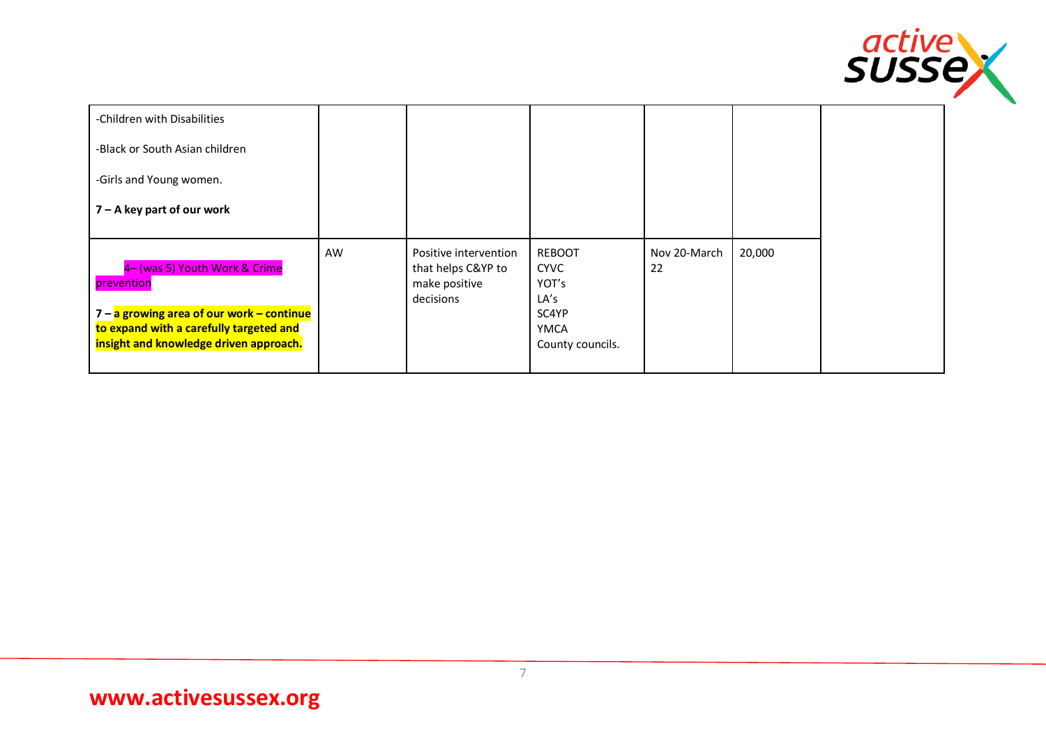| | | | | | | |
|---|---|---|---|---|---|---|
| -Children with Disabilities<br><br>-Black or South Asian children<br><br>-Girls and Young women.<br><br>**7 – A key part of our work** | | | | | | |
| 4– (was 5) Youth Work & Crime prevention<br><br>**7 – a growing area of our work – continue to expand with a carefully targeted and insight and knowledge driven approach.** | AW | Positive intervention that helps C&YP to make positive decisions | REBOOT<br>CYVC<br>YOT's<br>LA's<br>SC4YP<br>YMCA<br>County councils. | Nov 20-March 22 | 20,000 | |

www.activesussex.org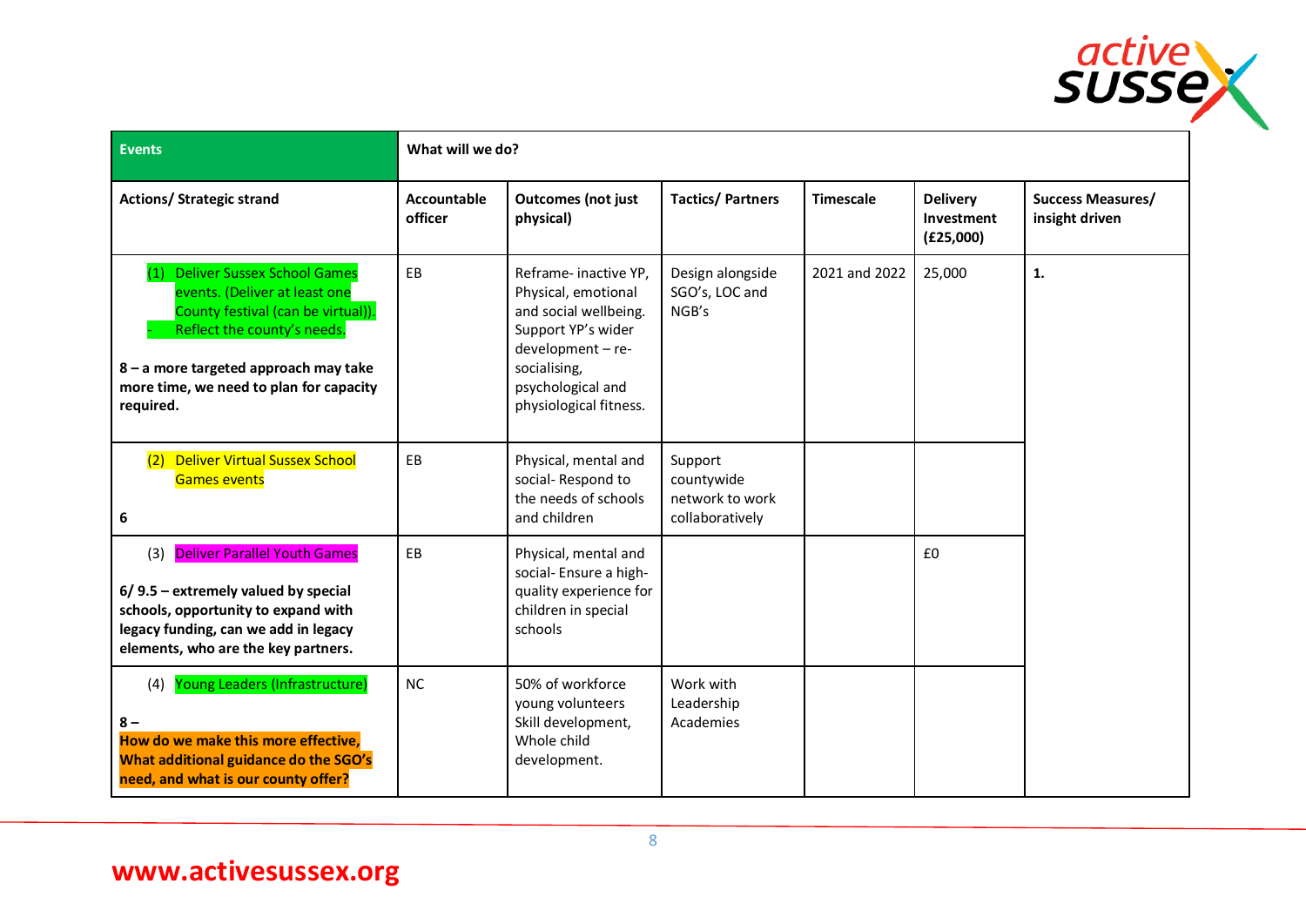| Events | What will we do? | | | | | |
|---|---|---|---|---|---|---|
| Actions/ Strategic strand | Accountable officer | Outcomes (not just physical) | Tactics/ Partners | Timescale | Delivery Investment (£25,000) | Success Measures/ insight driven |
| (1) Deliver Sussex School Games events. (Deliver at least one County festival (can be virtual)). - Reflect the county's needs. **8 – a more targeted approach may take more time, we need to plan for capacity required.** | EB | Reframe- inactive YP, Physical, emotional and social wellbeing. Support YP's wider development – re-socialising, psychological and physiological fitness. | Design alongside SGO's, LOC and NGB's | 2021 and 2022 | 25,000 | **1.** |
| (2) Deliver Virtual Sussex School Games events **6** | EB | Physical, mental and social- Respond to the needs of schools and children | Support countywide network to work collaboratively | | | |
| (3) Deliver Parallel Youth Games **6/ 9.5 – extremely valued by special schools, opportunity to expand with legacy funding, can we add in legacy elements, who are the key partners.** | EB | Physical, mental and social- Ensure a high-quality experience for children in special schools | | | £0 | |
| (4) Young Leaders (Infrastructure) **8 – How do we make this more effective, What additional guidance do the SGO's need, and what is our county offer?** | NC | 50% of workforce young volunteers Skill development, Whole child development. | Work with Leadership Academies | | | |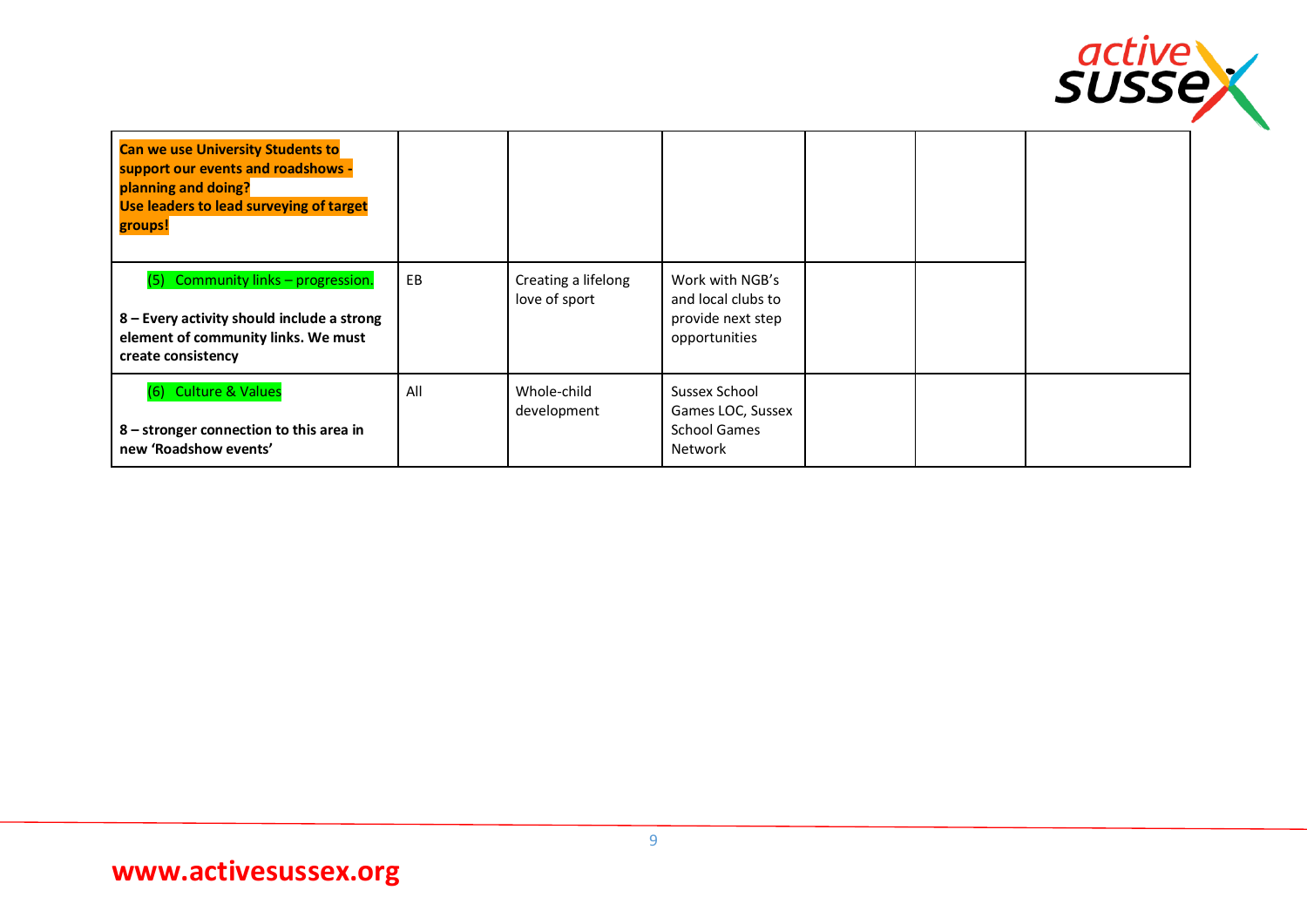| | | | | | | |
|---|---|---|---|---|---|---|
| **Can we use University Students to support our events and roadshows - planning and doing?**<br>**Use leaders to lead surveying of target groups!** | | | | | | |
| (5) Community links – progression.<br><br>**8 – Every activity should include a strong element of community links. We must create consistency** | EB | Creating a lifelong love of sport | Work with NGB's and local clubs to provide next step opportunities | | | |
| (6) Culture & Values<br><br>**8 – stronger connection to this area in new 'Roadshow events'** | All | Whole-child development | Sussex School Games LOC, Sussex School Games Network | | | |

**www.activesussex.org**